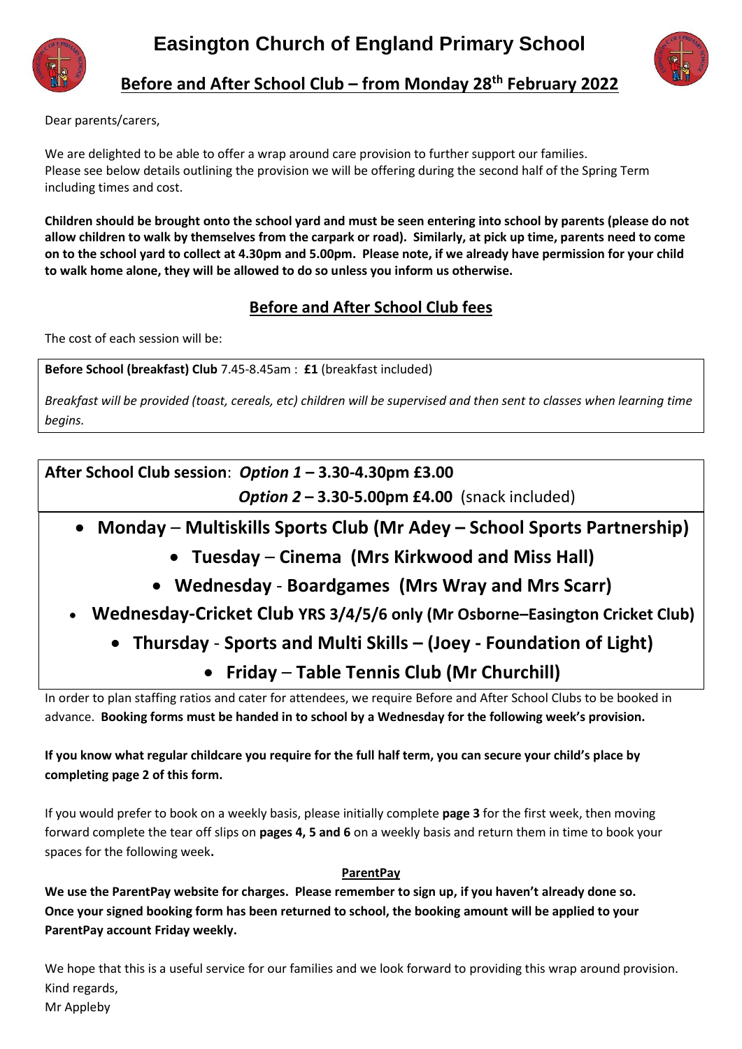# Easington Church of England Primary School

## Before and After School Club – from Monday 28th February 2022

Dear parents/carers,

We are delighted to be able to offer a wrap around care provision to further support our families. Please see below details outlining the provision we will be offering during the second half of the Spring Term including times and cost.

**Children should be brought onto the school yard and must be seen entering into school by parents (please do not allow children to walk by themselves from the carpark or road). Similarly, at pick up time, parents need to come on to the school yard to collect at 4.30pm and 5.00pm. Please note, if we already have permission for your child to walk home alone, they will be allowed to do so unless you inform us otherwise.**

## Before and After School Club fees

The cost of each session will be:

**Before School (breakfast) Club** 7.45-8.45am : **£1** (breakfast included)

*Breakfast will be provided (toast, cereals, etc) children will be supervised and then sent to classes when learning time begins.*

**After School Club session**: ***Option 1* – 3.30-4.30pm £3.00**
***Option 2* – 3.30-5.00pm £4.00** (snack included)

- **Monday – Multiskills Sports Club (Mr Adey – School Sports Partnership)**
- **Tuesday – Cinema (Mrs Kirkwood and Miss Hall)**
- **Wednesday - Boardgames (Mrs Wray and Mrs Scarr)**
- **Wednesday-Cricket Club YRS 3/4/5/6 only (Mr Osborne–Easington Cricket Club)**
- **Thursday - Sports and Multi Skills – (Joey - Foundation of Light)**
- **Friday – Table Tennis Club (Mr Churchill)**

In order to plan staffing ratios and cater for attendees, we require Before and After School Clubs to be booked in advance. **Booking forms must be handed in to school by a Wednesday for the following week's provision.**

**If you know what regular childcare you require for the full half term, you can secure your child's place by completing page 2 of this form.**

If you would prefer to book on a weekly basis, please initially complete **page 3** for the first week, then moving forward complete the tear off slips on **pages 4, 5 and 6** on a weekly basis and return them in time to book your spaces for the following week**.**

**ParentPay**

**We use the ParentPay website for charges. Please remember to sign up, if you haven't already done so. Once your signed booking form has been returned to school, the booking amount will be applied to your ParentPay account Friday weekly.**

We hope that this is a useful service for our families and we look forward to providing this wrap around provision.
Kind regards,
Mr Appleby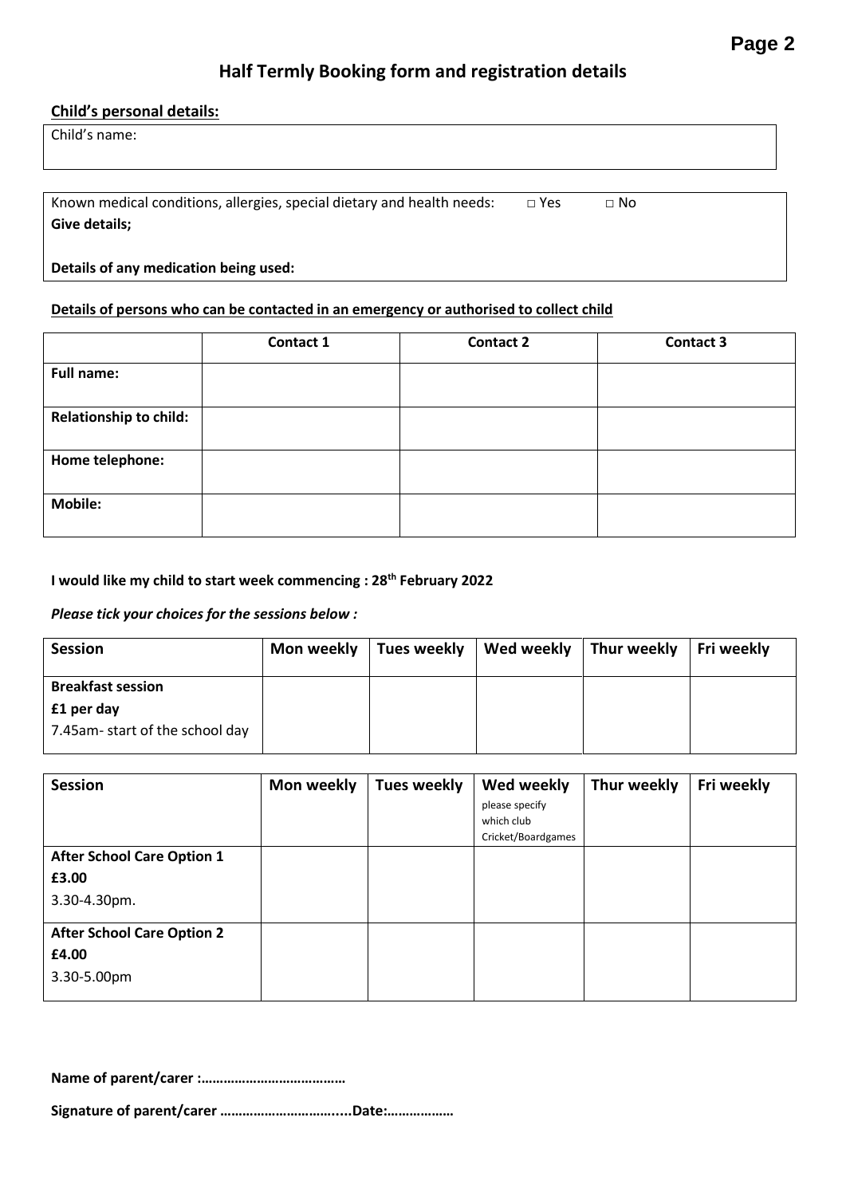# Half Termly Booking form and registration details

**Child's personal details:**

Child's name:

Known medical conditions, allergies, special dietary and health needs: □ Yes □ No

**Give details;**

**Details of any medication being used:**

**Details of persons who can be contacted in an emergency or authorised to collect child**

| | **Contact 1** | **Contact 2** | **Contact 3** |
|---|---|---|---|
| **Full name:** | | | |
| **Relationship to child:** | | | |
| **Home telephone:** | | | |
| **Mobile:** | | | |

**I would like my child to start week commencing : 28th February 2022**

***Please tick your choices for the sessions below :***

| **Session** | **Mon weekly** | **Tues weekly** | **Wed weekly** | **Thur weekly** | **Fri weekly** |
|---|---|---|---|---|---|
| **Breakfast session** **£1 per day** 7.45am- start of the school day | | | | | |

| **Session** | **Mon weekly** | **Tues weekly** | **Wed weekly** please specify which club Cricket/Boardgames | **Thur weekly** | **Fri weekly** |
|---|---|---|---|---|---|
| **After School Care Option 1** **£3.00** 3.30-4.30pm. | | | | | |
| **After School Care Option 2** **£4.00** 3.30-5.00pm | | | | | |

**Name of parent/carer :…………………………………**

**Signature of parent/carer …………………………....Date:………………**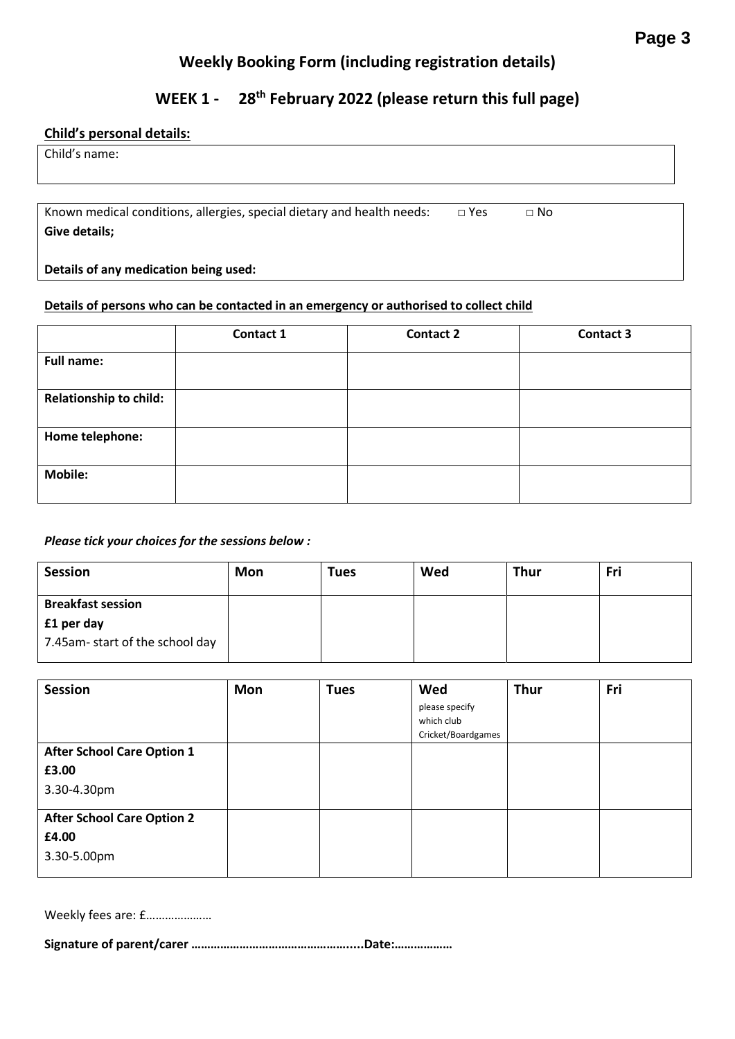## Weekly Booking Form (including registration details)

## WEEK 1 - 28th February 2022 (please return this full page)

**Child's personal details:**

Child's name:

Known medical conditions, allergies, special dietary and health needs: □ Yes □ No

**Give details;**

**Details of any medication being used:**

**Details of persons who can be contacted in an emergency or authorised to collect child**

| | Contact 1 | Contact 2 | Contact 3 |
|---|---|---|---|
| **Full name:** | | | |
| **Relationship to child:** | | | |
| **Home telephone:** | | | |
| **Mobile:** | | | |

***Please tick your choices for the sessions below :***

| Session | Mon | Tues | Wed | Thur | Fri |
|---|---|---|---|---|---|
| **Breakfast session** **£1 per day** 7.45am- start of the school day | | | | | |

| Session | Mon | Tues | Wed please specify which club Cricket/Boardgames | Thur | Fri |
|---|---|---|---|---|---|
| **After School Care Option 1** **£3.00** 3.30-4.30pm | | | | | |
| **After School Care Option 2** **£4.00** 3.30-5.00pm | | | | | |

Weekly fees are: £…………………

**Signature of parent/carer …………………………………………….....Date:………………**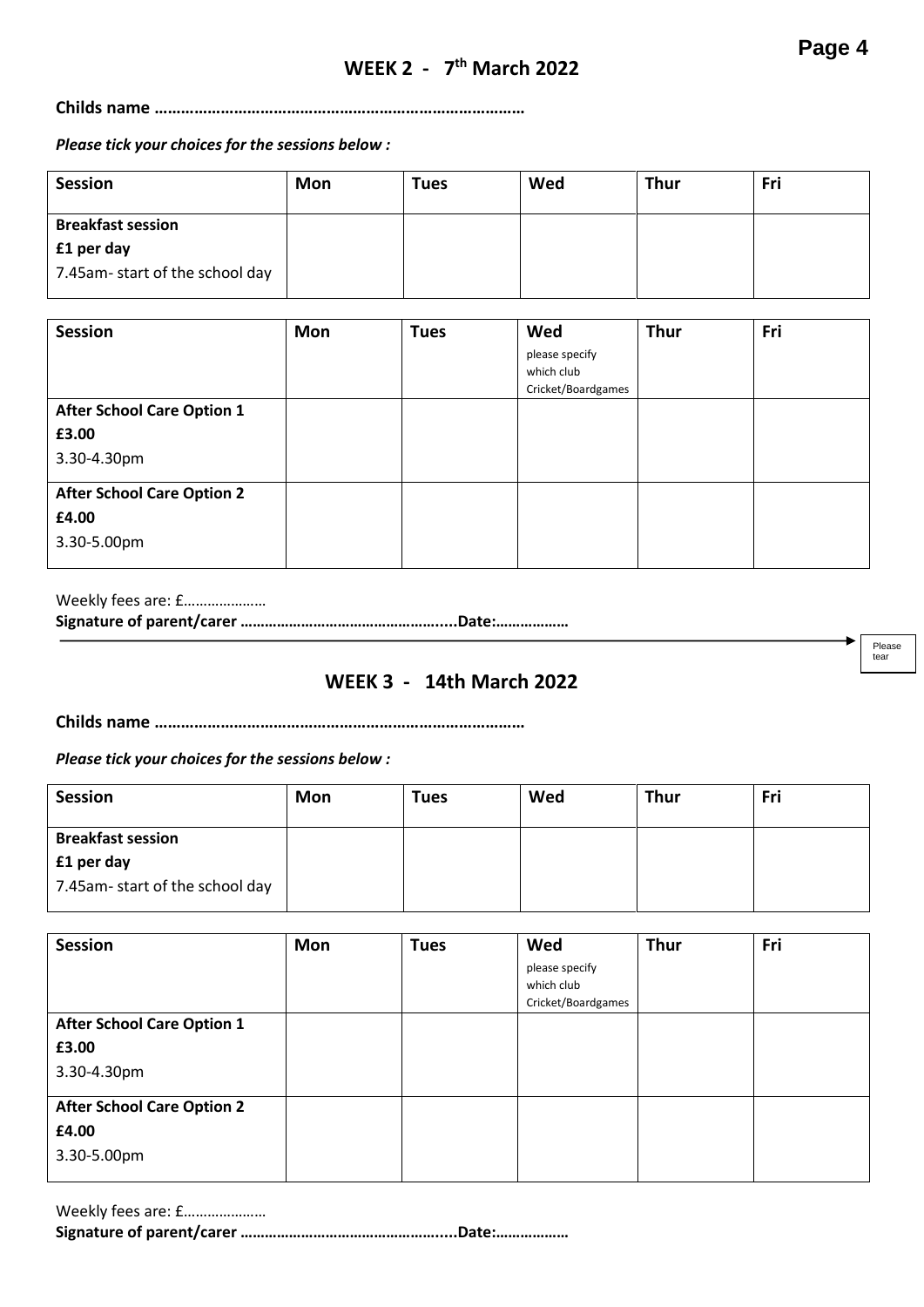## WEEK 2 - 7th March 2022

**Childs name ……………………………………………………………………….**

***Please tick your choices for the sessions below :***

| Session | Mon | Tues | Wed | Thur | Fri |
|---|---|---|---|---|---|
| **Breakfast session**<br>**£1 per day**<br>7.45am- start of the school day | | | | | |

| Session | Mon | Tues | Wed<br>please specify which club Cricket/Boardgames | Thur | Fri |
|---|---|---|---|---|---|
| **After School Care Option 1**<br>**£3.00**<br>3.30-4.30pm | | | | | |
| **After School Care Option 2**<br>**£4.00**<br>3.30-5.00pm | | | | | |

Weekly fees are: £…………………

**Signature of parent/carer …………………………………………....Date:………………**

Please tear

## WEEK 3 - 14th March 2022

**Childs name ……………………………………………………………………….**

***Please tick your choices for the sessions below :***

| Session | Mon | Tues | Wed | Thur | Fri |
|---|---|---|---|---|---|
| **Breakfast session**<br>**£1 per day**<br>7.45am- start of the school day | | | | | |

| Session | Mon | Tues | Wed<br>please specify which club Cricket/Boardgames | Thur | Fri |
|---|---|---|---|---|---|
| **After School Care Option 1**<br>**£3.00**<br>3.30-4.30pm | | | | | |
| **After School Care Option 2**<br>**£4.00**<br>3.30-5.00pm | | | | | |

Weekly fees are: £…………………

**Signature of parent/carer …………………………………………....Date:………………**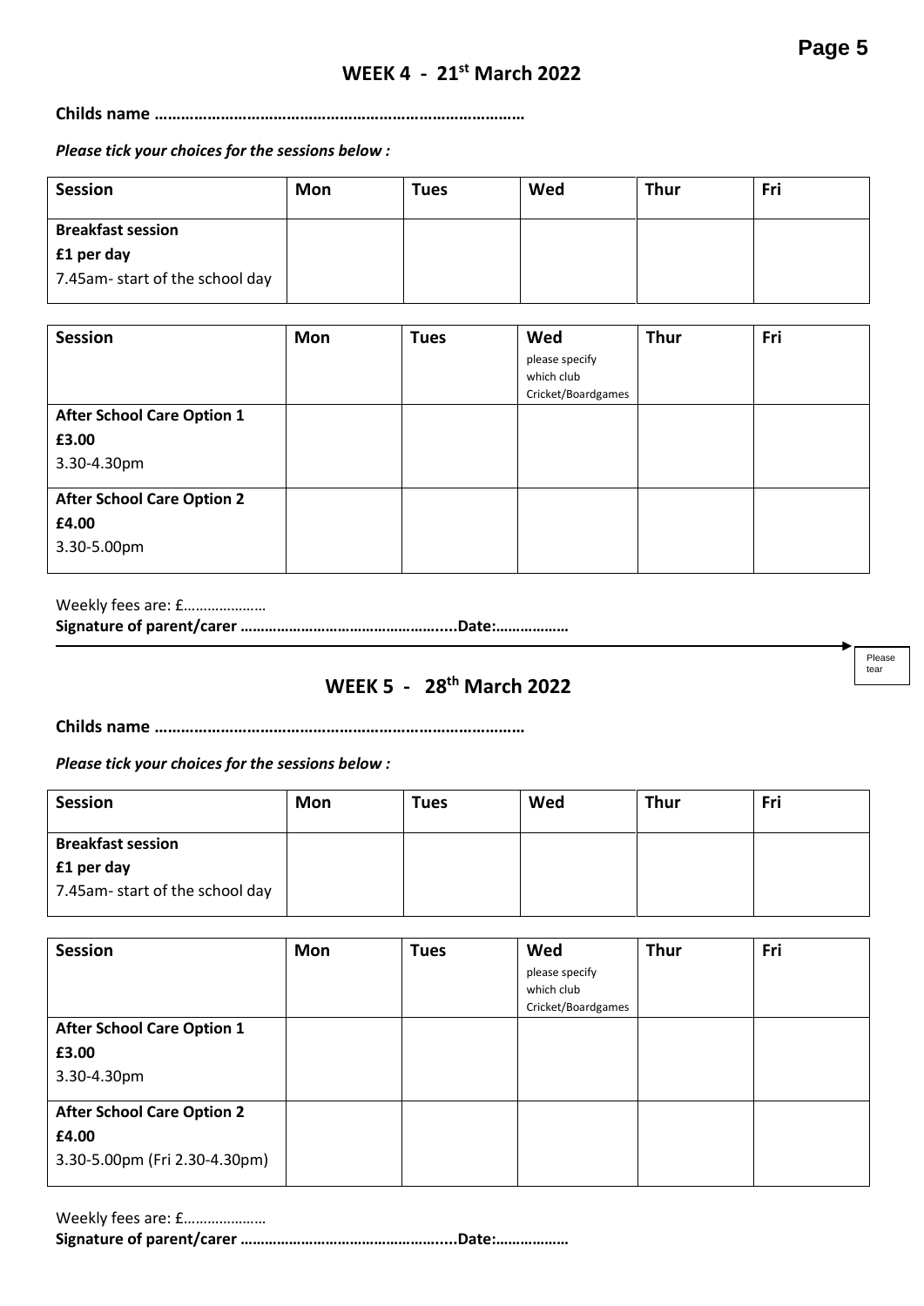## WEEK 4 - 21st March 2022

**Childs name ………………………………………………………………………**

***Please tick your choices for the sessions below :***

| Session | Mon | Tues | Wed | Thur | Fri |
|---|---|---|---|---|---|
| **Breakfast session** **£1 per day** 7.45am- start of the school day | | | | | |

| Session | Mon | Tues | Wed please specify which club Cricket/Boardgames | Thur | Fri |
|---|---|---|---|---|---|
| **After School Care Option 1** **£3.00** 3.30-4.30pm | | | | | |
| **After School Care Option 2** **£4.00** 3.30-5.00pm | | | | | |

Weekly fees are: £…………………

**Signature of parent/carer …………………………………………....Date:………………**

Please tear

## WEEK 5 - 28th March 2022

**Childs name ………………………………………………………………………**

***Please tick your choices for the sessions below :***

| Session | Mon | Tues | Wed | Thur | Fri |
|---|---|---|---|---|---|
| **Breakfast session** **£1 per day** 7.45am- start of the school day | | | | | |

| Session | Mon | Tues | Wed please specify which club Cricket/Boardgames | Thur | Fri |
|---|---|---|---|---|---|
| **After School Care Option 1** **£3.00** 3.30-4.30pm | | | | | |
| **After School Care Option 2** **£4.00** 3.30-5.00pm (Fri 2.30-4.30pm) | | | | | |

Weekly fees are: £…………………

**Signature of parent/carer …………………………………………....Date:………………**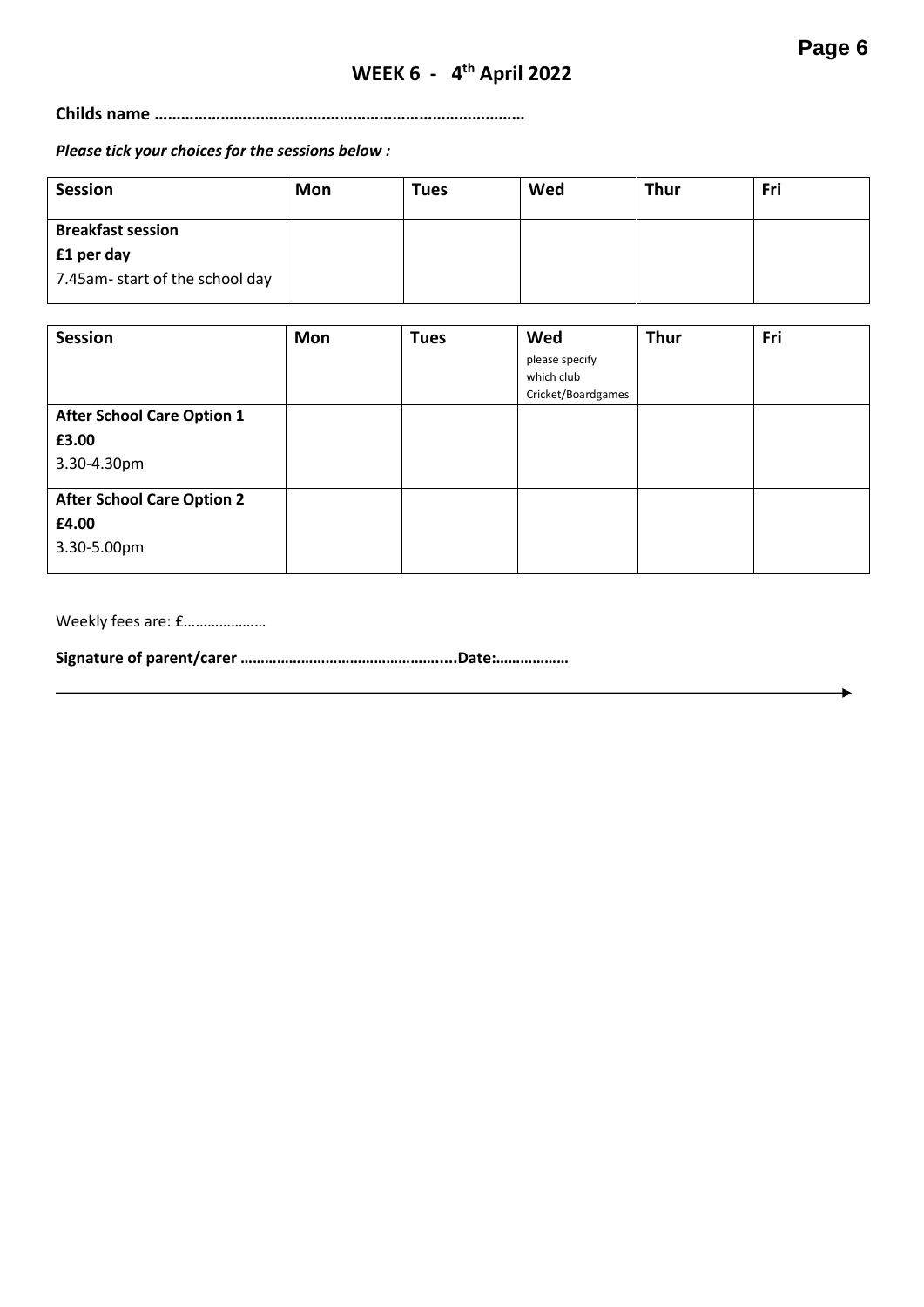## WEEK 6 - 4th April 2022

**Childs name ………………………………………………………………………**

***Please tick your choices for the sessions below :***

| **Session** | **Mon** | **Tues** | **Wed** | **Thur** | **Fri** |
|---|---|---|---|---|---|
| **Breakfast session**<br>**£1 per day**<br>7.45am- start of the school day | | | | | |

| **Session** | **Mon** | **Tues** | **Wed**<br>please specify which club Cricket/Boardgames | **Thur** | **Fri** |
|---|---|---|---|---|---|
| **After School Care Option 1**<br>**£3.00**<br>3.30-4.30pm | | | | | |
| **After School Care Option 2**<br>**£4.00**<br>3.30-5.00pm | | | | | |

Weekly fees are: £…………………

**Signature of parent/carer ……………………………………….....Date:………………**